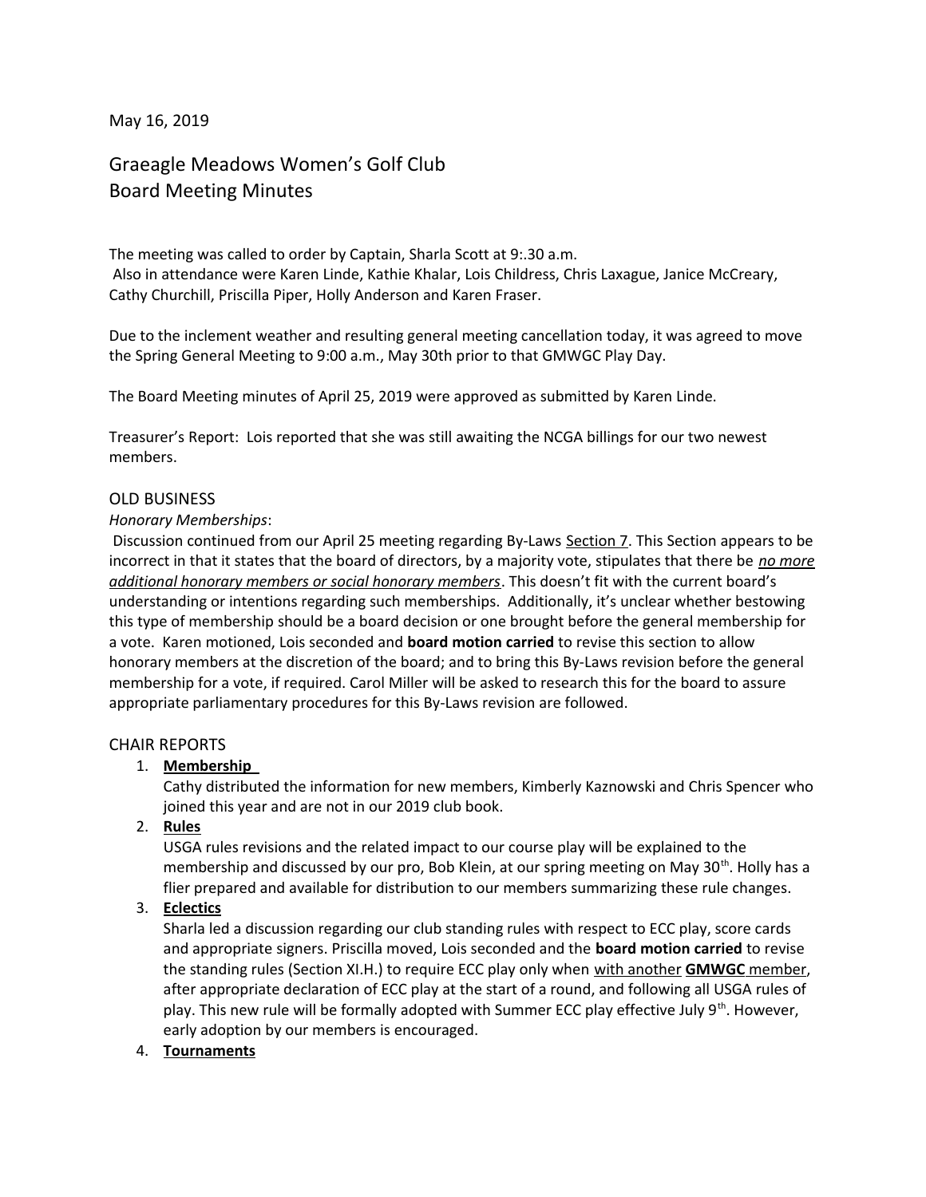May 16, 2019

# Graeagle Meadows Women's Golf Club
# Board Meeting Minutes

The meeting was called to order by Captain, Sharla Scott at 9:.30 a.m.
Also in attendance were Karen Linde, Kathie Khalar, Lois Childress, Chris Laxague, Janice McCreary, Cathy Churchill, Priscilla Piper, Holly Anderson and Karen Fraser.

Due to the inclement weather and resulting general meeting cancellation today, it was agreed to move the Spring General Meeting to 9:00 a.m., May 30th prior to that GMWGC Play Day.

The Board Meeting minutes of April 25, 2019 were approved as submitted by Karen Linde.

Treasurer's Report: Lois reported that she was still awaiting the NCGA billings for our two newest members.

## OLD BUSINESS

*Honorary Memberships*:

Discussion continued from our April 25 meeting regarding By-Laws <u>Section 7</u>. This Section appears to be incorrect in that it states that the board of directors, by a majority vote, stipulates that there be <u>***no more additional honorary members or social honorary members***</u>. This doesn't fit with the current board's understanding or intentions regarding such memberships. Additionally, it's unclear whether bestowing this type of membership should be a board decision or one brought before the general membership for a vote. Karen motioned, Lois seconded and **board motion carried** to revise this section to allow honorary members at the discretion of the board; and to bring this By-Laws revision before the general membership for a vote, if required. Carol Miller will be asked to research this for the board to assure appropriate parliamentary procedures for this By-Laws revision are followed.

## CHAIR REPORTS

1. <u>**Membership**</u>
   Cathy distributed the information for new members, Kimberly Kaznowski and Chris Spencer who joined this year and are not in our 2019 club book.
2. <u>**Rules**</u>
   USGA rules revisions and the related impact to our course play will be explained to the membership and discussed by our pro, Bob Klein, at our spring meeting on May 30th. Holly has a flier prepared and available for distribution to our members summarizing these rule changes.
3. <u>**Eclectics**</u>
   Sharla led a discussion regarding our club standing rules with respect to ECC play, score cards and appropriate signers. Priscilla moved, Lois seconded and the **board motion carried** to revise the standing rules (Section XI.H.) to require ECC play only when <u>with another **GMWGC** member</u>, after appropriate declaration of ECC play at the start of a round, and following all USGA rules of play. This new rule will be formally adopted with Summer ECC play effective July 9th. However, early adoption by our members is encouraged.
4. <u>**Tournaments**</u>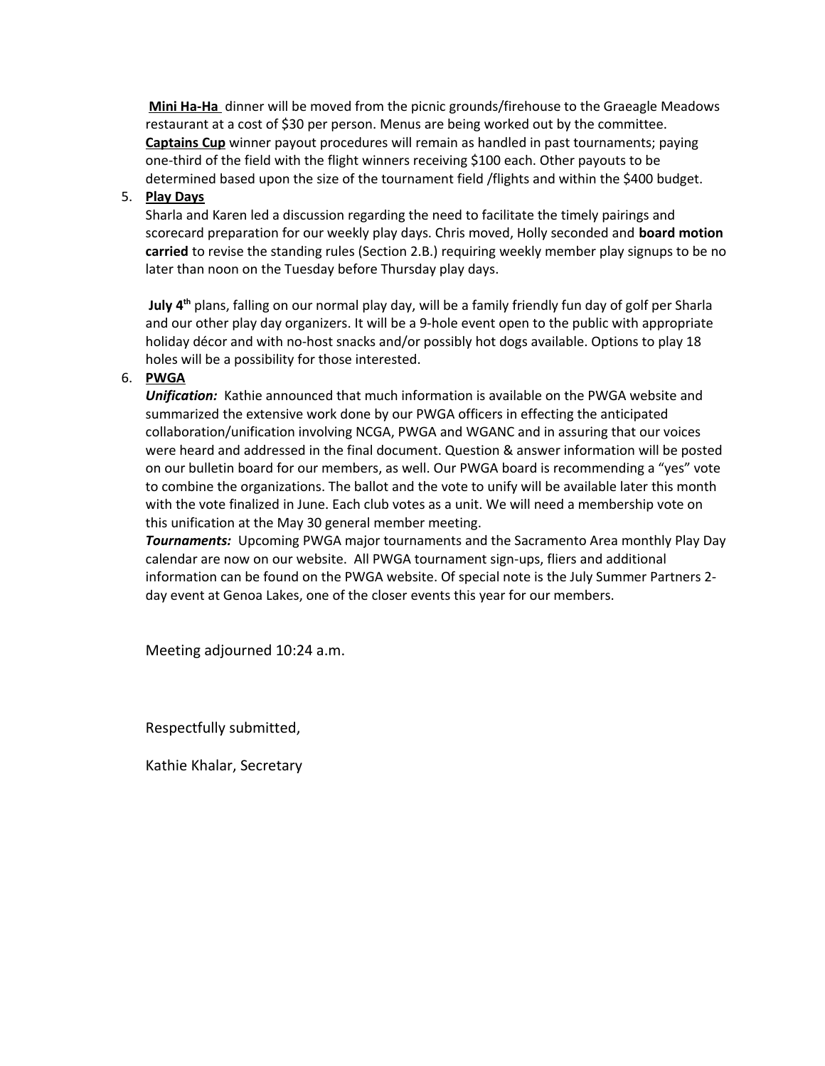**<u>Mini Ha-Ha</u>** dinner will be moved from the picnic grounds/firehouse to the Graeagle Meadows restaurant at a cost of $30 per person. Menus are being worked out by the committee.
**<u>Captains Cup</u>** winner payout procedures will remain as handled in past tournaments; paying one-third of the field with the flight winners receiving $100 each. Other payouts to be determined based upon the size of the tournament field /flights and within the $400 budget.

5. **<u>Play Days</u>**
   Sharla and Karen led a discussion regarding the need to facilitate the timely pairings and scorecard preparation for our weekly play days. Chris moved, Holly seconded and **board motion carried** to revise the standing rules (Section 2.B.) requiring weekly member play signups to be no later than noon on the Tuesday before Thursday play days.

   **July 4th** plans, falling on our normal play day, will be a family friendly fun day of golf per Sharla and our other play day organizers. It will be a 9-hole event open to the public with appropriate holiday décor and with no-host snacks and/or possibly hot dogs available. Options to play 18 holes will be a possibility for those interested.

6. **<u>PWGA</u>**
   ***Unification:*** Kathie announced that much information is available on the PWGA website and summarized the extensive work done by our PWGA officers in effecting the anticipated collaboration/unification involving NCGA, PWGA and WGANC and in assuring that our voices were heard and addressed in the final document. Question & answer information will be posted on our bulletin board for our members, as well. Our PWGA board is recommending a "yes" vote to combine the organizations. The ballot and the vote to unify will be available later this month with the vote finalized in June. Each club votes as a unit. We will need a membership vote on this unification at the May 30 general member meeting.
   ***Tournaments:*** Upcoming PWGA major tournaments and the Sacramento Area monthly Play Day calendar are now on our website. All PWGA tournament sign-ups, fliers and additional information can be found on the PWGA website. Of special note is the July Summer Partners 2-day event at Genoa Lakes, one of the closer events this year for our members.

Meeting adjourned 10:24 a.m.

Respectfully submitted,

Kathie Khalar, Secretary